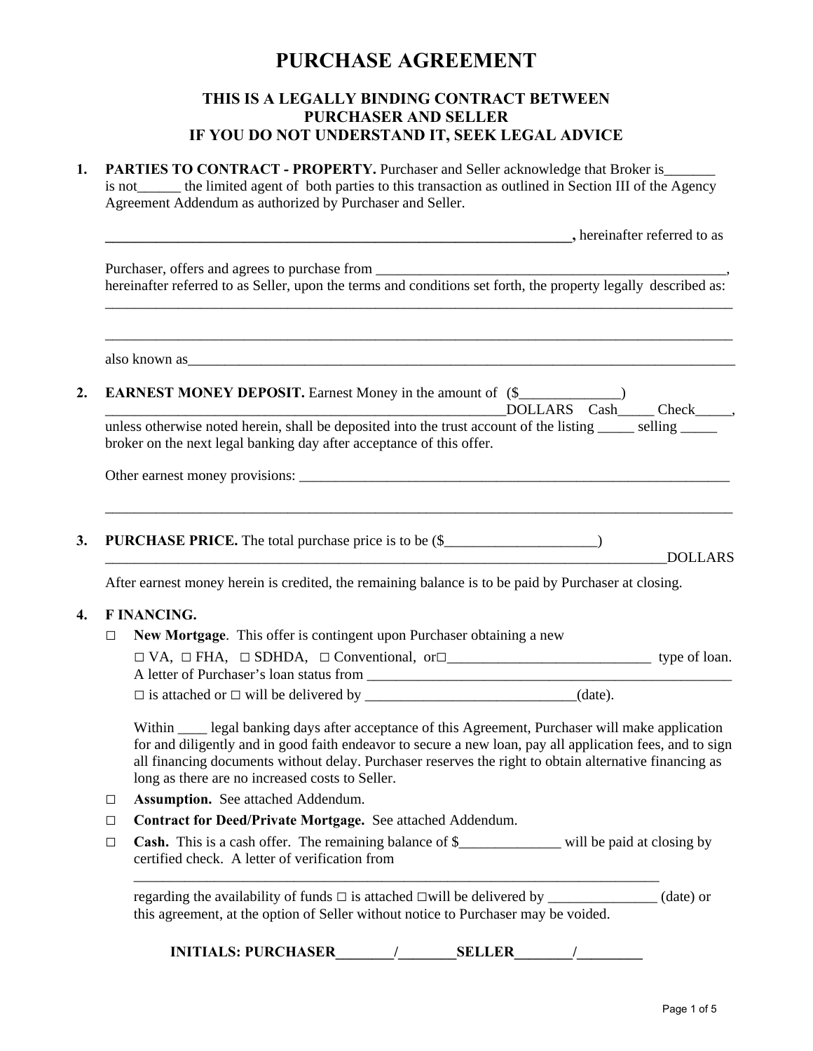# PURCHASE AGREEMENT

## THIS IS A LEGALLY BINDING CONTRACT BETWEEN PURCHASER AND SELLER IF YOU DO NOT UNDERSTAND IT, SEEK LEGAL ADVICE

**1. PARTIES TO CONTRACT - PROPERTY.** Purchaser and Seller acknowledge that Broker is_______ is not______ the limited agent of both parties to this transaction as outlined in Section III of the Agency Agreement Addendum as authorized by Purchaser and Seller.

**_________________________________________________________________,** hereinafter referred to as

Purchaser, offers and agrees to purchase from __________________________________________________, hereinafter referred to as Seller, upon the terms and conditions set forth, the property legally described as: _________________________________________________________________________________________

_________________________________________________________________________________________

also known as_________________________________________________________________________________

**2. EARNEST MONEY DEPOSIT.** Earnest Money in the amount of ($______________) _________________________________________________________DOLLARS Cash_____ Check_____, unless otherwise noted herein, shall be deposited into the trust account of the listing _____ selling _____ broker on the next legal banking day after acceptance of this offer.

Other earnest money provisions: _______________________________________________________________

_________________________________________________________________________________________

**3. PURCHASE PRICE.** The total purchase price is to be ($_____________________) ________________________________________________________________________________DOLLARS

After earnest money herein is credited, the remaining balance is to be paid by Purchaser at closing.

**4. F INANCING.**

□ **New Mortgage**. This offer is contingent upon Purchaser obtaining a new
□ VA, □ FHA, □ SDHDA, □ Conventional, or□____________________________ type of loan.
A letter of Purchaser's loan status from _____________________________________________________
□ is attached or □ will be delivered by _____________________________(date).

Within ____ legal banking days after acceptance of this Agreement, Purchaser will make application for and diligently and in good faith endeavor to secure a new loan, pay all application fees, and to sign all financing documents without delay. Purchaser reserves the right to obtain alternative financing as long as there are no increased costs to Seller.

□ **Assumption.** See attached Addendum.

□ **Contract for Deed/Private Mortgage.** See attached Addendum.

□ **Cash.** This is a cash offer. The remaining balance of $______________ will be paid at closing by certified check. A letter of verification from
___________________________________________________________________________
regarding the availability of funds □ is attached □will be delivered by _______________ (date) or this agreement, at the option of Seller without notice to Purchaser may be voided.

**INITIALS: PURCHASER_______/_______SELLER_______/________**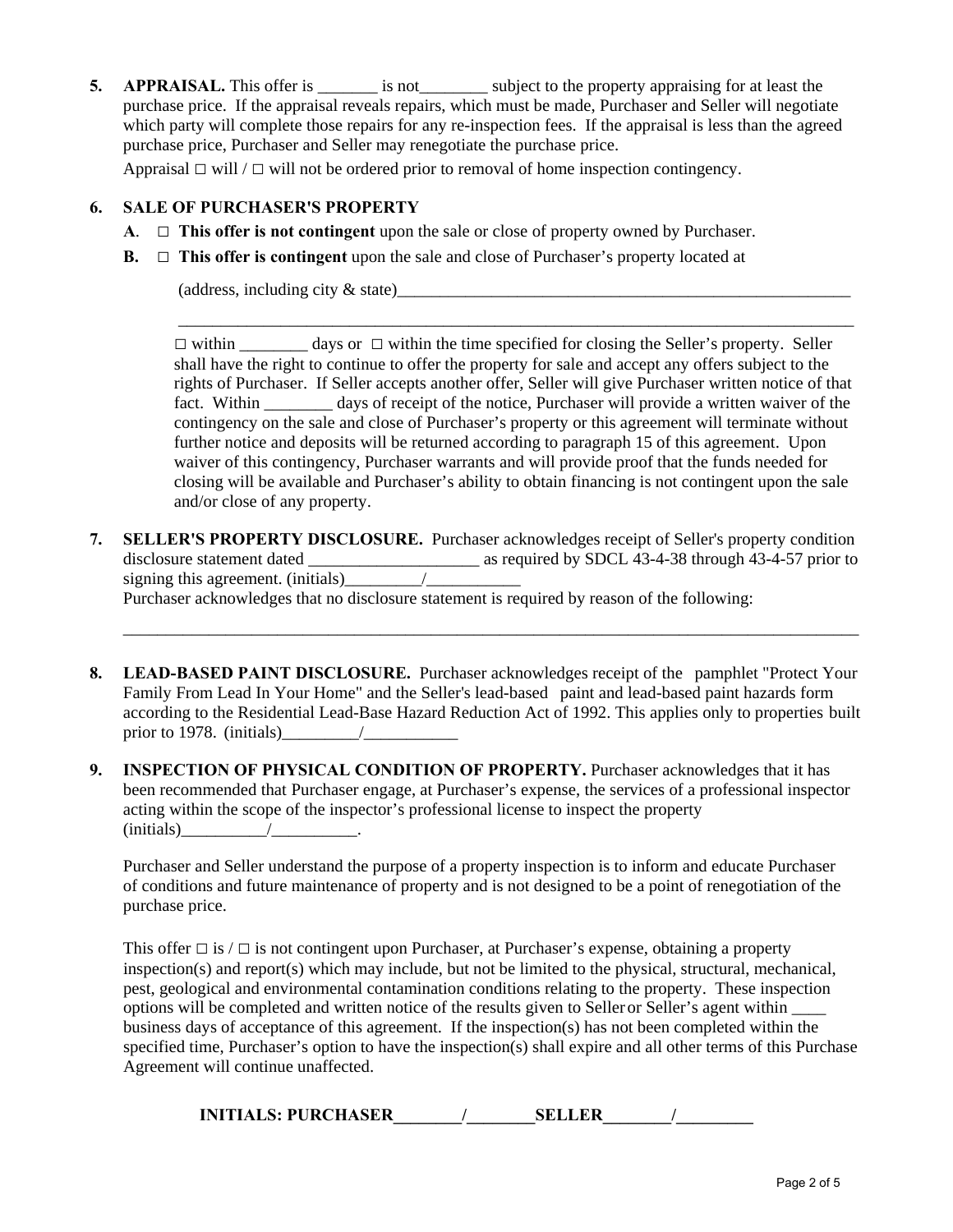**5.** **APPRAISAL.** This offer is _______ is not________ subject to the property appraising for at least the purchase price. If the appraisal reveals repairs, which must be made, Purchaser and Seller will negotiate which party will complete those repairs for any re-inspection fees. If the appraisal is less than the agreed purchase price, Purchaser and Seller may renegotiate the purchase price.

Appraisal □ will / □ will not be ordered prior to removal of home inspection contingency.

**6.** **SALE OF PURCHASER'S PROPERTY**

**A.** □ **This offer is not contingent** upon the sale or close of property owned by Purchaser.

**B.** □ **This offer is contingent** upon the sale and close of Purchaser's property located at

(address, including city & state)________________________________________________________

_________________________________________________________________________________

□ within ________ days or □ within the time specified for closing the Seller's property. Seller shall have the right to continue to offer the property for sale and accept any offers subject to the rights of Purchaser. If Seller accepts another offer, Seller will give Purchaser written notice of that fact. Within ________ days of receipt of the notice, Purchaser will provide a written waiver of the contingency on the sale and close of Purchaser's property or this agreement will terminate without further notice and deposits will be returned according to paragraph 15 of this agreement. Upon waiver of this contingency, Purchaser warrants and will provide proof that the funds needed for closing will be available and Purchaser's ability to obtain financing is not contingent upon the sale and/or close of any property.

**7.** **SELLER'S PROPERTY DISCLOSURE.** Purchaser acknowledges receipt of Seller's property condition disclosure statement dated ____________________ as required by SDCL 43-4-38 through 43-4-57 prior to signing this agreement. (initials)_________/___________

Purchaser acknowledges that no disclosure statement is required by reason of the following:

_____________________________________________________________________________________________

**8.** **LEAD-BASED PAINT DISCLOSURE.** Purchaser acknowledges receipt of the pamphlet "Protect Your Family From Lead In Your Home" and the Seller's lead-based paint and lead-based paint hazards form according to the Residential Lead-Base Hazard Reduction Act of 1992. This applies only to properties built prior to 1978. (initials)_________/___________

**9.** **INSPECTION OF PHYSICAL CONDITION OF PROPERTY.** Purchaser acknowledges that it has been recommended that Purchaser engage, at Purchaser's expense, the services of a professional inspector acting within the scope of the inspector's professional license to inspect the property (initials)__________/__________.

Purchaser and Seller understand the purpose of a property inspection is to inform and educate Purchaser of conditions and future maintenance of property and is not designed to be a point of renegotiation of the purchase price.

This offer □ is / □ is not contingent upon Purchaser, at Purchaser's expense, obtaining a property inspection(s) and report(s) which may include, but not be limited to the physical, structural, mechanical, pest, geological and environmental contamination conditions relating to the property. These inspection options will be completed and written notice of the results given to Seller or Seller's agent within ____ business days of acceptance of this agreement. If the inspection(s) has not been completed within the specified time, Purchaser's option to have the inspection(s) shall expire and all other terms of this Purchase Agreement will continue unaffected.

**INITIALS: PURCHASER________/________SELLER________/_________**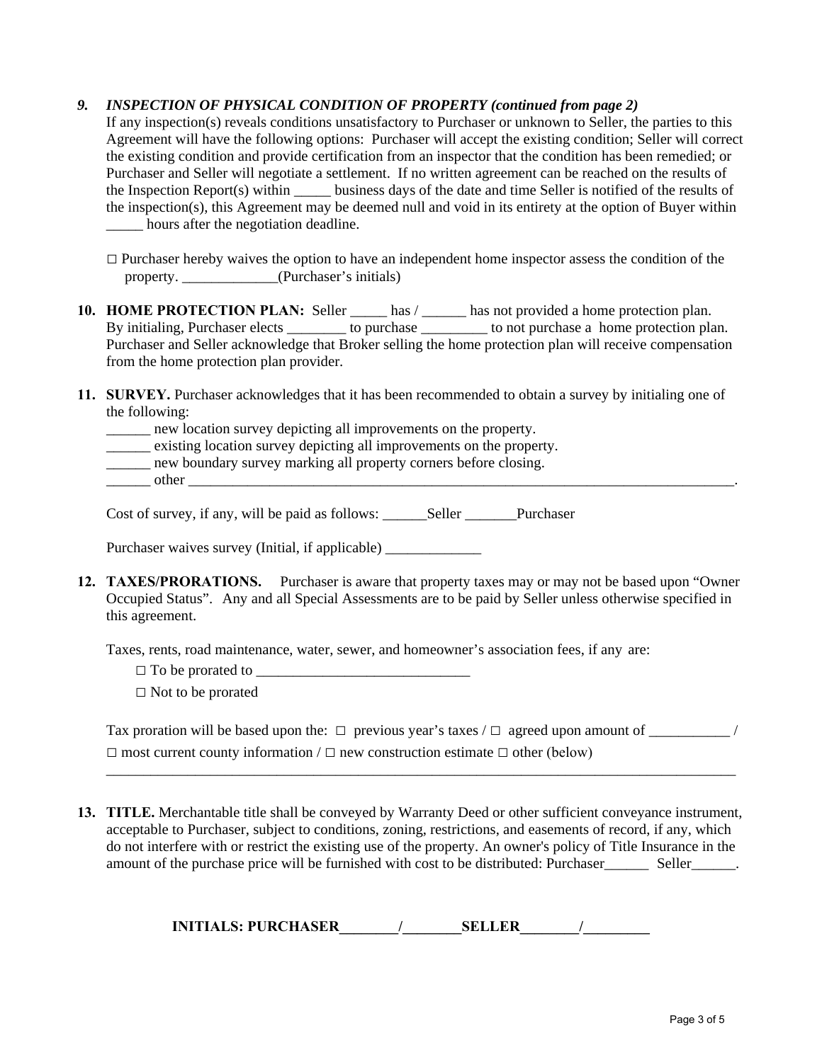***9. INSPECTION OF PHYSICAL CONDITION OF PROPERTY (continued from page 2)***

If any inspection(s) reveals conditions unsatisfactory to Purchaser or unknown to Seller, the parties to this Agreement will have the following options: Purchaser will accept the existing condition; Seller will correct the existing condition and provide certification from an inspector that the condition has been remedied; or Purchaser and Seller will negotiate a settlement. If no written agreement can be reached on the results of the Inspection Report(s) within _____ business days of the date and time Seller is notified of the results of the inspection(s), this Agreement may be deemed null and void in its entirety at the option of Buyer within _____ hours after the negotiation deadline.

□ Purchaser hereby waives the option to have an independent home inspector assess the condition of the property. _____________(Purchaser's initials)

**10. HOME PROTECTION PLAN:** Seller _____ has / ______ has not provided a home protection plan. By initialing, Purchaser elects ________ to purchase _________ to not purchase a home protection plan. Purchaser and Seller acknowledge that Broker selling the home protection plan will receive compensation from the home protection plan provider.

**11. SURVEY.** Purchaser acknowledges that it has been recommended to obtain a survey by initialing one of the following:

______ new location survey depicting all improvements on the property.
______ existing location survey depicting all improvements on the property.
______ new boundary survey marking all property corners before closing.
______ other ________________________________________________________________________________.

Cost of survey, if any, will be paid as follows: ______Seller _______Purchaser

Purchaser waives survey (Initial, if applicable) _____________

**12. TAXES/PRORATIONS.** Purchaser is aware that property taxes may or may not be based upon "Owner Occupied Status". Any and all Special Assessments are to be paid by Seller unless otherwise specified in this agreement.

Taxes, rents, road maintenance, water, sewer, and homeowner's association fees, if any are:

□ To be prorated to _____________________________

□ Not to be prorated

Tax proration will be based upon the: □ previous year's taxes / □ agreed upon amount of ___________ / □ most current county information / □ new construction estimate □ other (below)

_____________________________________________________________________________________________

**13. TITLE.** Merchantable title shall be conveyed by Warranty Deed or other sufficient conveyance instrument, acceptable to Purchaser, subject to conditions, zoning, restrictions, and easements of record, if any, which do not interfere with or restrict the existing use of the property. An owner's policy of Title Insurance in the amount of the purchase price will be furnished with cost to be distributed: Purchaser______ Seller______.

**INITIALS: PURCHASER________/________SELLER________/_________**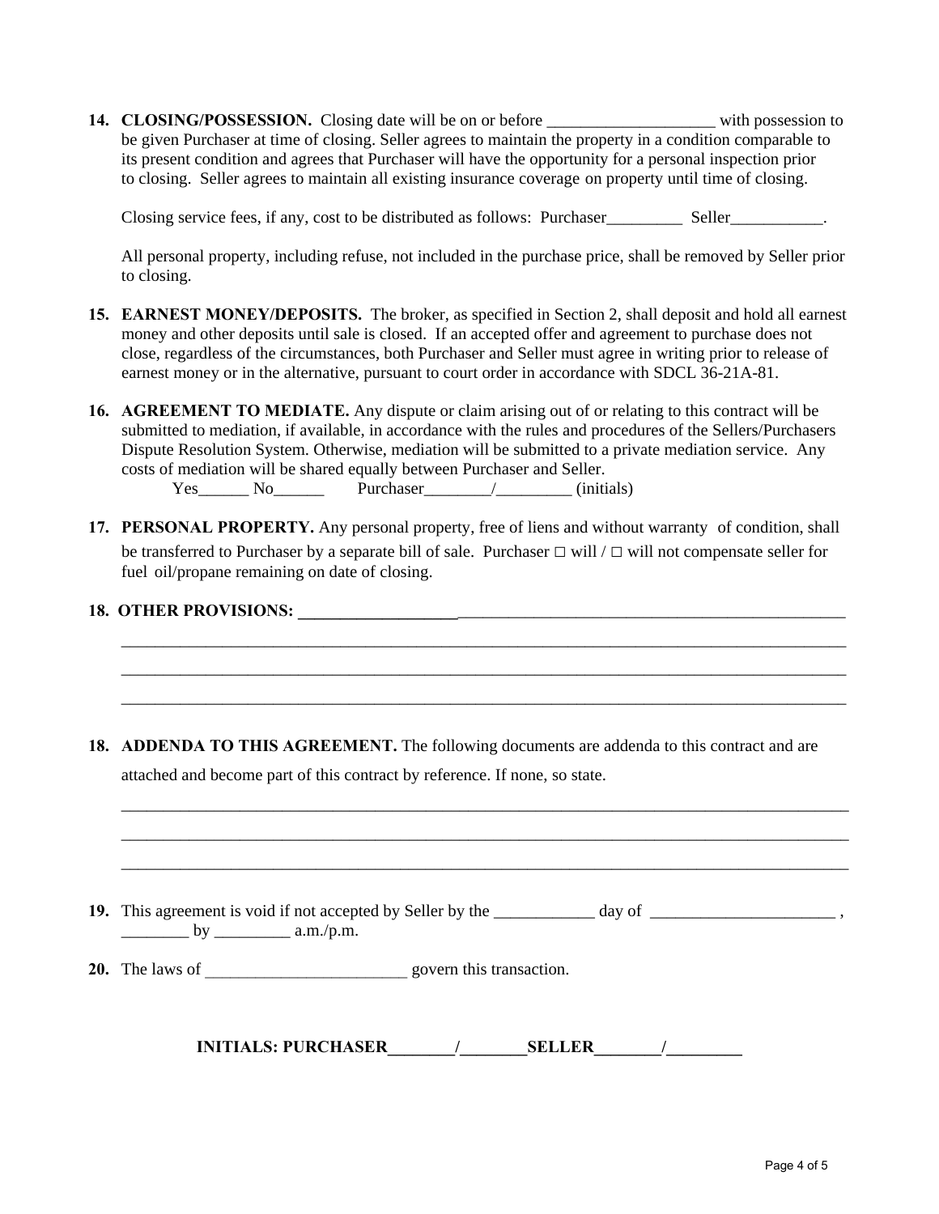**14. CLOSING/POSSESSION.** Closing date will be on or before ____________________ with possession to be given Purchaser at time of closing. Seller agrees to maintain the property in a condition comparable to its present condition and agrees that Purchaser will have the opportunity for a personal inspection prior to closing. Seller agrees to maintain all existing insurance coverage on property until time of closing.

Closing service fees, if any, cost to be distributed as follows: Purchaser_________ Seller___________.

All personal property, including refuse, not included in the purchase price, shall be removed by Seller prior to closing.

**15. EARNEST MONEY/DEPOSITS.** The broker, as specified in Section 2, shall deposit and hold all earnest money and other deposits until sale is closed. If an accepted offer and agreement to purchase does not close, regardless of the circumstances, both Purchaser and Seller must agree in writing prior to release of earnest money or in the alternative, pursuant to court order in accordance with SDCL 36-21A-81.

**16. AGREEMENT TO MEDIATE.** Any dispute or claim arising out of or relating to this contract will be submitted to mediation, if available, in accordance with the rules and procedures of the Sellers/Purchasers Dispute Resolution System. Otherwise, mediation will be submitted to a private mediation service. Any costs of mediation will be shared equally between Purchaser and Seller.

Yes______ No______ Purchaser________/_________ (initials)

**17. PERSONAL PROPERTY.** Any personal property, free of liens and without warranty of condition, shall be transferred to Purchaser by a separate bill of sale. Purchaser □ will / □ will not compensate seller for fuel oil/propane remaining on date of closing.

**18. OTHER PROVISIONS:** ______________________________________________________________________

__________________________________________________________________________________________

__________________________________________________________________________________________

__________________________________________________________________________________________

**18. ADDENDA TO THIS AGREEMENT.** The following documents are addenda to this contract and are attached and become part of this contract by reference. If none, so state.

__________________________________________________________________________________________

__________________________________________________________________________________________

__________________________________________________________________________________________

**19.** This agreement is void if not accepted by Seller by the ____________ day of ______________________ , ________ by _________ a.m./p.m.

**20.** The laws of ________________________ govern this transaction.

**INITIALS: PURCHASER________/________SELLER________/_________**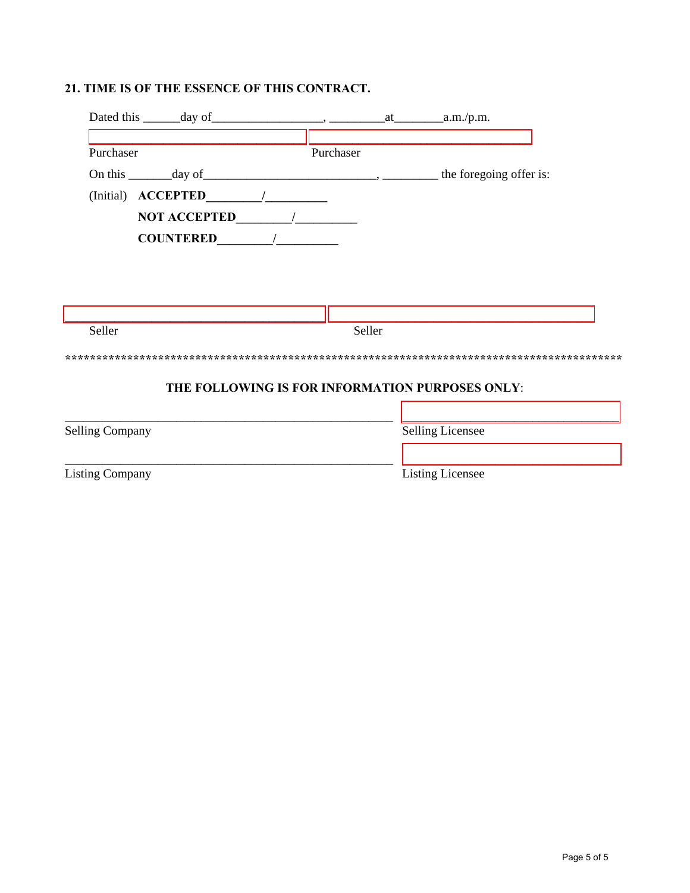**21. TIME IS OF THE ESSENCE OF THIS CONTRACT.**

Dated this ______day of_________________, _________at________a.m./p.m.

_________________________________ _________________________________

Purchaser Purchaser

On this _______day of___________________________, _________ the foregoing offer is:

(Initial) **ACCEPTED________/__________**

**NOT ACCEPTED________/__________**

**COUNTERED________/__________**

_________________________________ _________________________________

Seller Seller

**************************************************************************************************

**THE FOLLOWING IS FOR INFORMATION PURPOSES ONLY**:

_________________________________ _________________________________

Selling Company Selling Licensee

_________________________________ _________________________________

Listing Company Listing Licensee